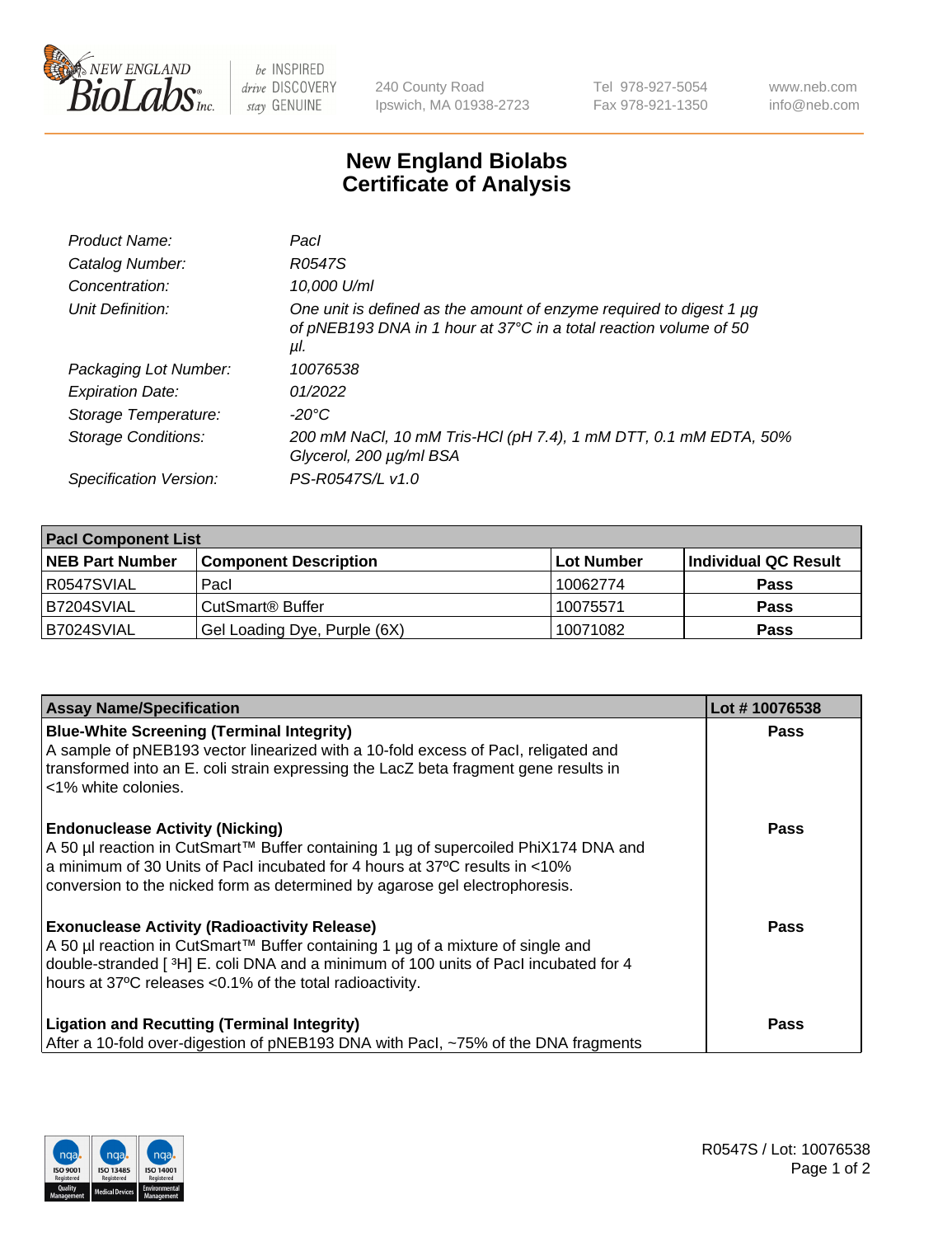# New England Biolabs Certificate of Analysis

| | |
|---|---|
| *Product Name:* | *PacI* |
| *Catalog Number:* | *R0547S* |
| *Concentration:* | *10,000 U/ml* |
| *Unit Definition:* | *One unit is defined as the amount of enzyme required to digest 1 µg of pNEB193 DNA in 1 hour at 37°C in a total reaction volume of 50 µl.* |
| *Packaging Lot Number:* | *10076538* |
| *Expiration Date:* | *01/2022* |
| *Storage Temperature:* | *-20°C* |
| *Storage Conditions:* | *200 mM NaCl, 10 mM Tris-HCl (pH 7.4), 1 mM DTT, 0.1 mM EDTA, 50% Glycerol, 200 µg/ml BSA* |
| *Specification Version:* | *PS-R0547S/L v1.0* |

| PacI Component List | | | |
|---|---|---|---|
| **NEB Part Number** | **Component Description** | **Lot Number** | **Individual QC Result** |
| R0547SVIAL | PacI | 10062774 | Pass |
| B7204SVIAL | CutSmart® Buffer | 10075571 | Pass |
| B7024SVIAL | Gel Loading Dye, Purple (6X) | 10071082 | Pass |

| Assay Name/Specification | Lot # 10076538 |
|---|---|
| **Blue-White Screening (Terminal Integrity)**<br>A sample of pNEB193 vector linearized with a 10-fold excess of PacI, religated and transformed into an E. coli strain expressing the LacZ beta fragment gene results in <1% white colonies. | Pass |
| **Endonuclease Activity (Nicking)**<br>A 50 µl reaction in CutSmart™ Buffer containing 1 µg of supercoiled PhiX174 DNA and a minimum of 30 Units of PacI incubated for 4 hours at 37ºC results in <10% conversion to the nicked form as determined by agarose gel electrophoresis. | Pass |
| **Exonuclease Activity (Radioactivity Release)**<br>A 50 µl reaction in CutSmart™ Buffer containing 1 µg of a mixture of single and double-stranded [ $^3$H] E. coli DNA and a minimum of 100 units of PacI incubated for 4 hours at 37ºC releases <0.1% of the total radioactivity. | Pass |
| **Ligation and Recutting (Terminal Integrity)**<br>After a 10-fold over-digestion of pNEB193 DNA with PacI, ~75% of the DNA fragments | Pass |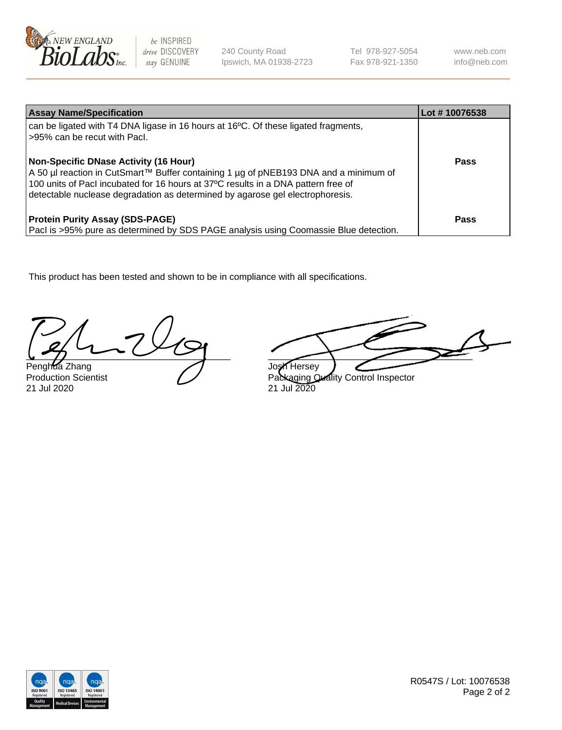| Assay Name/Specification | Lot # 10076538 |
| --- | --- |
| can be ligated with T4 DNA ligase in 16 hours at 16ºC. Of these ligated fragments, >95% can be recut with PacI. | |
| **Non-Specific DNase Activity (16 Hour)** A 50 µl reaction in CutSmart™ Buffer containing 1 µg of pNEB193 DNA and a minimum of 100 units of PacI incubated for 16 hours at 37ºC results in a DNA pattern free of detectable nuclease degradation as determined by agarose gel electrophoresis. | **Pass** |
| **Protein Purity Assay (SDS-PAGE)** PacI is >95% pure as determined by SDS PAGE analysis using Coomassie Blue detection. | **Pass** |

This product has been tested and shown to be in compliance with all specifications.

Penghua Zhang
Production Scientist
21 Jul 2020

Josh Hersey
Packaging Quality Control Inspector
21 Jul 2020

R0547S / Lot: 10076538